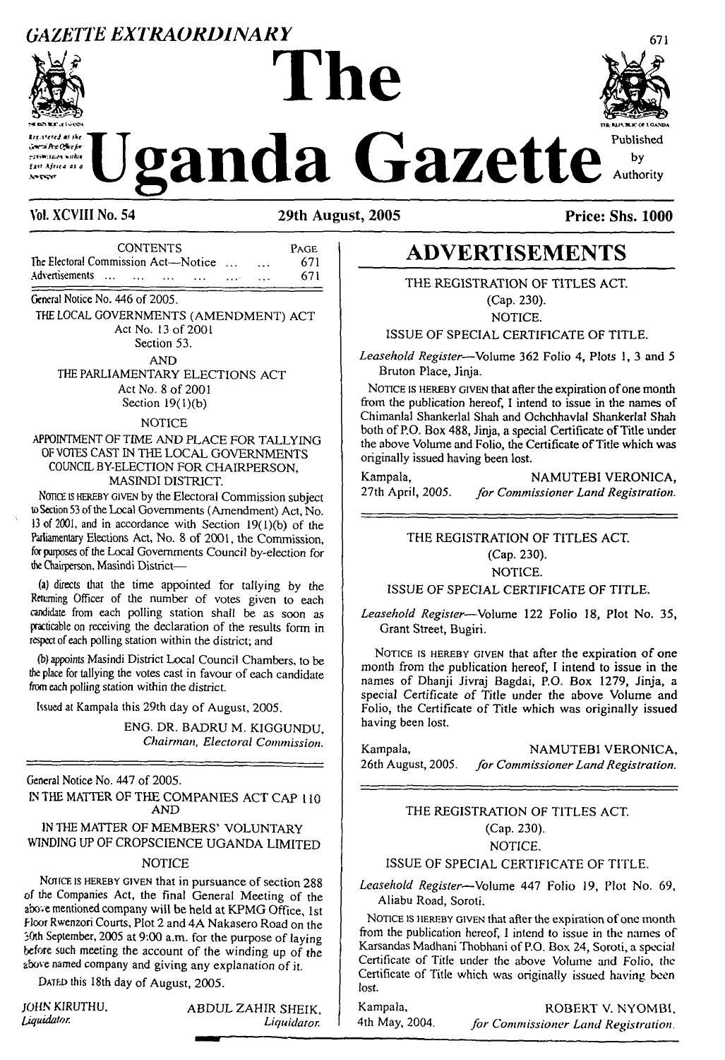*GAZETTE EXTRAORDINARY*

# The Uganda Gazette

Registered at the General Post Office for transmission within East Africa as a Newspaper

Published by Authority

Vol. XCVIII No. 54 | 29th August, 2005 | Price: Shs. 1000

CONTENTS

| | PAGE |
|---|---|
| The Electoral Commission Act—Notice ... ... | 671 |
| Advertisements ... ... ... ... ... ... | 671 |

General Notice No. 446 of 2005.

THE LOCAL GOVERNMENTS (AMENDMENT) ACT
Act No. 13 of 2001
Section 53.
AND
THE PARLIAMENTARY ELECTIONS ACT
Act No. 8 of 2001
Section 19(1)(b)

NOTICE

APPOINTMENT OF TIME AND PLACE FOR TALLYING OF VOTES CAST IN THE LOCAL GOVERNMENTS COUNCIL BY-ELECTION FOR CHAIRPERSON, MASINDI DISTRICT.

NOTICE IS HEREBY GIVEN by the Electoral Commission subject to Section 53 of the Local Governments (Amendment) Act, No. 13 of 2001, and in accordance with Section 19(1)(b) of the Parliamentary Elections Act, No. 8 of 2001, the Commission, for purposes of the Local Governments Council by-election for the Chairperson, Masindi District—

(a) directs that the time appointed for tallying by the Returning Officer of the number of votes given to each candidate from each polling station shall be as soon as practicable on receiving the declaration of the results form in respect of each polling station within the district; and

(b) appoints Masindi District Local Council Chambers, to be the place for tallying the votes cast in favour of each candidate from each polling station within the district.

Issued at Kampala this 29th day of August, 2005.

ENG. DR. BADRU M. KIGGUNDU,
*Chairman, Electoral Commission.*

---

General Notice No. 447 of 2005.

IN THE MATTER OF THE COMPANIES ACT CAP 110
AND
IN THE MATTER OF MEMBERS' VOLUNTARY WINDING UP OF CROPSCIENCE UGANDA LIMITED

NOTICE

NOTICE IS HEREBY GIVEN that in pursuance of section 288 of the Companies Act, the final General Meeting of the above mentioned company will be held at KPMG Office, 1st Floor Rwenzori Courts, Plot 2 and 4A Nakasero Road on the 30th September, 2005 at 9:00 a.m. for the purpose of laying before such meeting the account of the winding up of the above named company and giving any explanation of it.

DATED this 18th day of August, 2005.

JOHN KIRUTHU, *Liquidator.*
ABDUL ZAHIR SHEIK, *Liquidator.*

---

## ADVERTISEMENTS

THE REGISTRATION OF TITLES ACT.
(Cap. 230).
NOTICE.
ISSUE OF SPECIAL CERTIFICATE OF TITLE.

*Leasehold Register*—Volume 362 Folio 4, Plots 1, 3 and 5 Bruton Place, Jinja.

NOTICE IS HEREBY GIVEN that after the expiration of one month from the publication hereof, I intend to issue in the names of Chimanlal Shankerlal Shah and Ochchhavlal Shankerlal Shah both of P.O. Box 488, Jinja, a special Certificate of Title under the above Volume and Folio, the Certificate of Title which was originally issued having been lost.

Kampala, 27th April, 2005.
NAMUTEBI VERONICA,
*for Commissioner Land Registration.*

---

THE REGISTRATION OF TITLES ACT.
(Cap. 230).
NOTICE.
ISSUE OF SPECIAL CERTIFICATE OF TITLE.

*Leasehold Register*—Volume 122 Folio 18, Plot No. 35, Grant Street, Bugiri.

NOTICE IS HEREBY GIVEN that after the expiration of one month from the publication hereof, I intend to issue in the names of Dhanji Jivraj Bagdai, P.O. Box 1279, Jinja, a special Certificate of Title under the above Volume and Folio, the Certificate of Title which was originally issued having been lost.

Kampala, 26th August, 2005.
NAMUTEBI VERONICA,
*for Commissioner Land Registration.*

---

THE REGISTRATION OF TITLES ACT.
(Cap. 230).
NOTICE.
ISSUE OF SPECIAL CERTIFICATE OF TITLE.

*Leasehold Register*—Volume 447 Folio 19, Plot No. 69, Aliabu Road, Soroti.

NOTICE IS HEREBY GIVEN that after the expiration of one month from the publication hereof, I intend to issue in the names of Karsandas Madhani Thobhani of P.O. Box 24, Soroti, a special Certificate of Title under the above Volume and Folio, the Certificate of Title which was originally issued having been lost.

Kampala, 4th May, 2004.
ROBERT V. NYOMBI,
*for Commissioner Land Registration.*